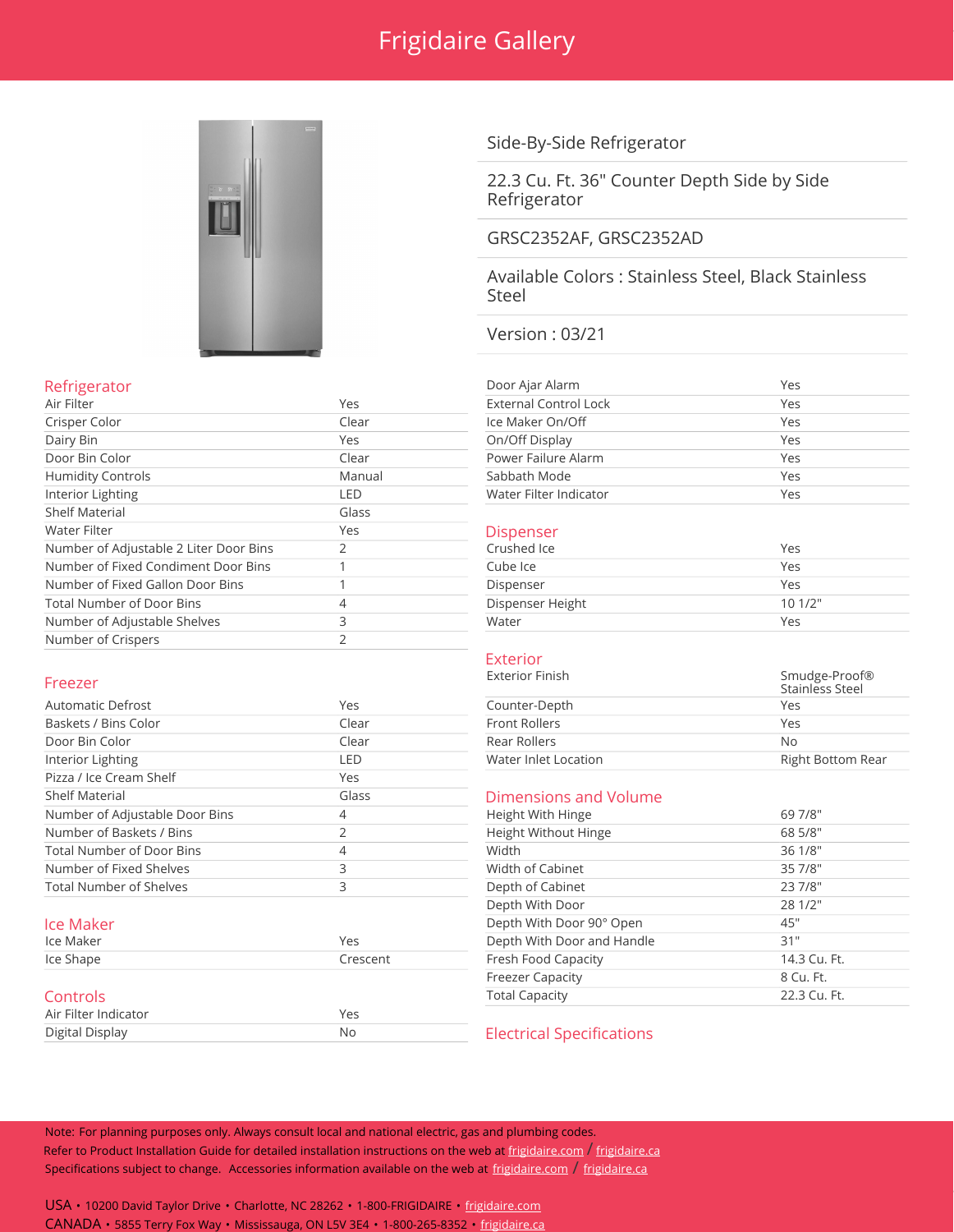# Frigidaire Gallery

Side-By-Side Refrigerator

22.3 Cu. Ft. 36" Counter Depth Side by Side Refrigerator

GRSC2352AF, GRSC2352AD

Available Colors : Stainless Steel, Black Stainless Steel

Version : 03/21

## Refrigerator

| | |
|---|---|
| Air Filter | Yes |
| Crisper Color | Clear |
| Dairy Bin | Yes |
| Door Bin Color | Clear |
| Humidity Controls | Manual |
| Interior Lighting | LED |
| Shelf Material | Glass |
| Water Filter | Yes |
| Number of Adjustable 2 Liter Door Bins | 2 |
| Number of Fixed Condiment Door Bins | 1 |
| Number of Fixed Gallon Door Bins | 1 |
| Total Number of Door Bins | 4 |
| Number of Adjustable Shelves | 3 |
| Number of Crispers | 2 |

## Freezer

| | |
|---|---|
| Automatic Defrost | Yes |
| Baskets / Bins Color | Clear |
| Door Bin Color | Clear |
| Interior Lighting | LED |
| Pizza / Ice Cream Shelf | Yes |
| Shelf Material | Glass |
| Number of Adjustable Door Bins | 4 |
| Number of Baskets / Bins | 2 |
| Total Number of Door Bins | 4 |
| Number of Fixed Shelves | 3 |
| Total Number of Shelves | 3 |

## Ice Maker

| | |
|---|---|
| Ice Maker | Yes |
| Ice Shape | Crescent |

## Controls

| | |
|---|---|
| Air Filter Indicator | Yes |
| Digital Display | No |
| Door Ajar Alarm | Yes |
| External Control Lock | Yes |
| Ice Maker On/Off | Yes |
| On/Off Display | Yes |
| Power Failure Alarm | Yes |
| Sabbath Mode | Yes |
| Water Filter Indicator | Yes |

## Dispenser

| | |
|---|---|
| Crushed Ice | Yes |
| Cube Ice | Yes |
| Dispenser | Yes |
| Dispenser Height | 10 1/2" |
| Water | Yes |

## Exterior

| | |
|---|---|
| Exterior Finish | Smudge-Proof® Stainless Steel |
| Counter-Depth | Yes |
| Front Rollers | Yes |
| Rear Rollers | No |
| Water Inlet Location | Right Bottom Rear |

## Dimensions and Volume

| | |
|---|---|
| Height With Hinge | 69 7/8" |
| Height Without Hinge | 68 5/8" |
| Width | 36 1/8" |
| Width of Cabinet | 35 7/8" |
| Depth of Cabinet | 23 7/8" |
| Depth With Door | 28 1/2" |
| Depth With Door 90° Open | 45" |
| Depth With Door and Handle | 31" |
| Fresh Food Capacity | 14.3 Cu. Ft. |
| Freezer Capacity | 8 Cu. Ft. |
| Total Capacity | 22.3 Cu. Ft. |

## Electrical Specifications

Note: For planning purposes only. Always consult local and national electric, gas and plumbing codes.
Refer to Product Installation Guide for detailed installation instructions on the web at frigidaire.com / frigidaire.ca
Specifications subject to change. Accessories information available on the web at frigidaire.com / frigidaire.ca

USA • 10200 David Taylor Drive • Charlotte, NC 28262 • 1-800-FRIGIDAIRE • frigidaire.com
CANADA • 5855 Terry Fox Way • Mississauga, ON L5V 3E4 • 1-800-265-8352 • frigidaire.ca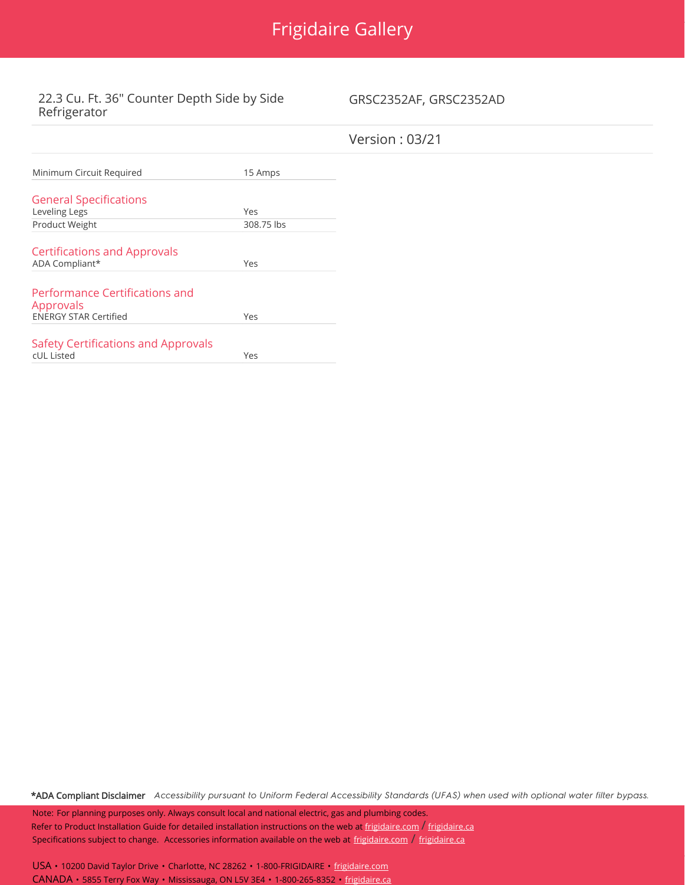# Frigidaire Gallery

22.3 Cu. Ft. 36" Counter Depth Side by Side Refrigerator

GRSC2352AF, GRSC2352AD

Version : 03/21

| | |
|---|---|
| Minimum Circuit Required | 15 Amps |

## General Specifications

| | |
|---|---|
| Leveling Legs | Yes |
| Product Weight | 308.75 lbs |

## Certifications and Approvals

| | |
|---|---|
| ADA Compliant* | Yes |

## Performance Certifications and Approvals

| | |
|---|---|
| ENERGY STAR Certified | Yes |

## Safety Certifications and Approvals

| | |
|---|---|
| cUL Listed | Yes |

**\*ADA Compliant Disclaimer** *Accessibility pursuant to Uniform Federal Accessibility Standards (UFAS) when used with optional water filter bypass.*

Note: For planning purposes only. Always consult local and national electric, gas and plumbing codes.
Refer to Product Installation Guide for detailed installation instructions on the web at frigidaire.com / frigidaire.ca
Specifications subject to change. Accessories information available on the web at frigidaire.com / frigidaire.ca

USA • 10200 David Taylor Drive • Charlotte, NC 28262 • 1-800-FRIGIDAIRE • frigidaire.com
CANADA • 5855 Terry Fox Way • Mississauga, ON L5V 3E4 • 1-800-265-8352 • frigidaire.ca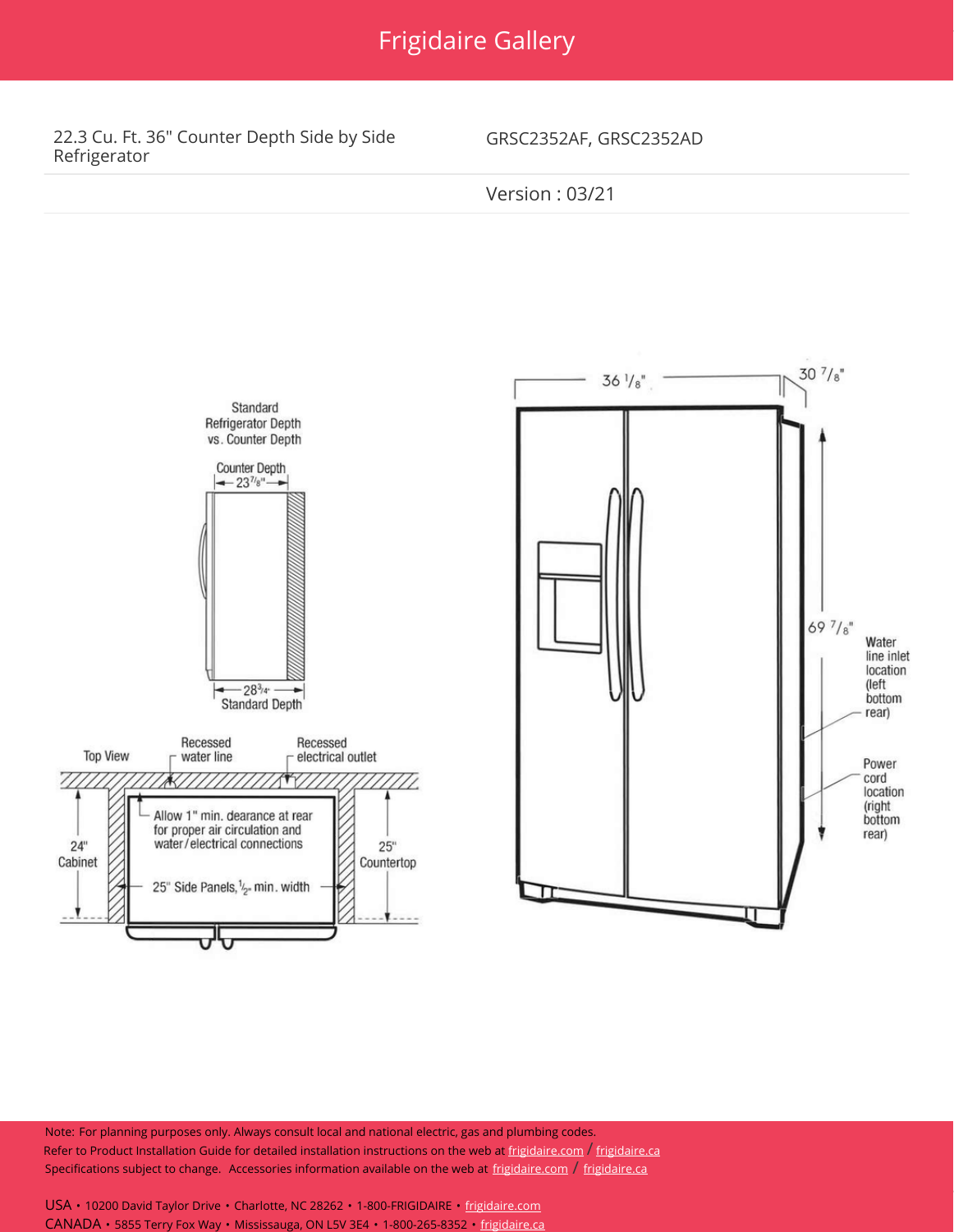# Frigidaire Gallery

22.3 Cu. Ft. 36" Counter Depth Side by Side Refrigerator

GRSC2352AF, GRSC2352AD

Version : 03/21

Standard Refrigerator Depth vs. Counter Depth

Counter Depth 23 7/8"

28 3/4" Standard Depth

Top View

Recessed water line

Recessed electrical outlet

Allow 1" min. clearance at rear for proper air circulation and water/electrical connections

24" Cabinet

25" Countertop

25" Side Panels, 1/2" min. width

36 1/8"

30 7/8"

69 7/8"

Water line inlet location (left bottom rear)

Power cord location (right bottom rear)

Note: For planning purposes only. Always consult local and national electric, gas and plumbing codes.
Refer to Product Installation Guide for detailed installation instructions on the web at frigidaire.com / frigidaire.ca
Specifications subject to change. Accessories information available on the web at frigidaire.com / frigidaire.ca

USA • 10200 David Taylor Drive • Charlotte, NC 28262 • 1-800-FRIGIDAIRE • frigidaire.com
CANADA • 5855 Terry Fox Way • Mississauga, ON L5V 3E4 • 1-800-265-8352 • frigidaire.ca